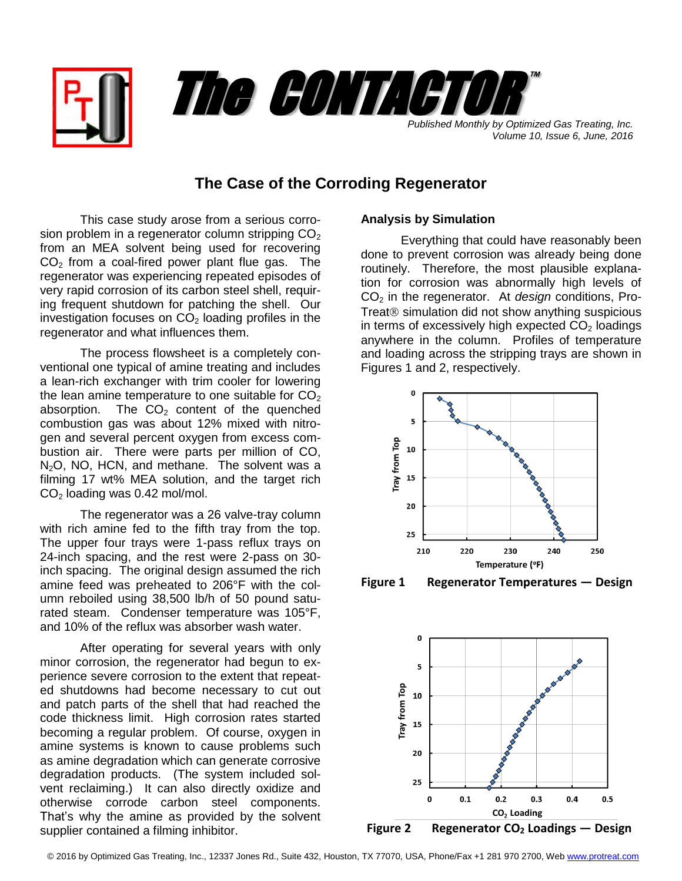# The CONTACTOR™

*Published Monthly by Optimized Gas Treating, Inc.*
*Volume 10, Issue 6, June, 2016*

## The Case of the Corroding Regenerator

This case study arose from a serious corrosion problem in a regenerator column stripping $CO_2$ from an MEA solvent being used for recovering $CO_2$ from a coal-fired power plant flue gas. The regenerator was experiencing repeated episodes of very rapid corrosion of its carbon steel shell, requiring frequent shutdown for patching the shell. Our investigation focuses on $CO_2$ loading profiles in the regenerator and what influences them.

The process flowsheet is a completely conventional one typical of amine treating and includes a lean-rich exchanger with trim cooler for lowering the lean amine temperature to one suitable for $CO_2$ absorption. The $CO_2$ content of the quenched combustion gas was about 12% mixed with nitrogen and several percent oxygen from excess combustion air. There were parts per million of CO, $N_2O$, NO, HCN, and methane. The solvent was a filming 17 wt% MEA solution, and the target rich $CO_2$ loading was 0.42 mol/mol.

The regenerator was a 26 valve-tray column with rich amine fed to the fifth tray from the top. The upper four trays were 1-pass reflux trays on 24-inch spacing, and the rest were 2-pass on 30-inch spacing. The original design assumed the rich amine feed was preheated to 206°F with the column reboiled using 38,500 lb/h of 50 pound saturated steam. Condenser temperature was 105°F, and 10% of the reflux was absorber wash water.

After operating for several years with only minor corrosion, the regenerator had begun to experience severe corrosion to the extent that repeated shutdowns had become necessary to cut out and patch parts of the shell that had reached the code thickness limit. High corrosion rates started becoming a regular problem. Of course, oxygen in amine systems is known to cause problems such as amine degradation which can generate corrosive degradation products. (The system included solvent reclaiming.) It can also directly oxidize and otherwise corrode carbon steel components. That's why the amine as provided by the solvent supplier contained a filming inhibitor.

### Analysis by Simulation

Everything that could have reasonably been done to prevent corrosion was already being done routinely. Therefore, the most plausible explanation for corrosion was abnormally high levels of $CO_2$ in the regenerator. At *design* conditions, ProTreat® simulation did not show anything suspicious in terms of excessively high expected $CO_2$ loadings anywhere in the column. Profiles of temperature and loading across the stripping trays are shown in Figures 1 and 2, respectively.

**Figure 1 Regenerator Temperatures — Design**

**Figure 2 Regenerator $CO_2$ Loadings — Design**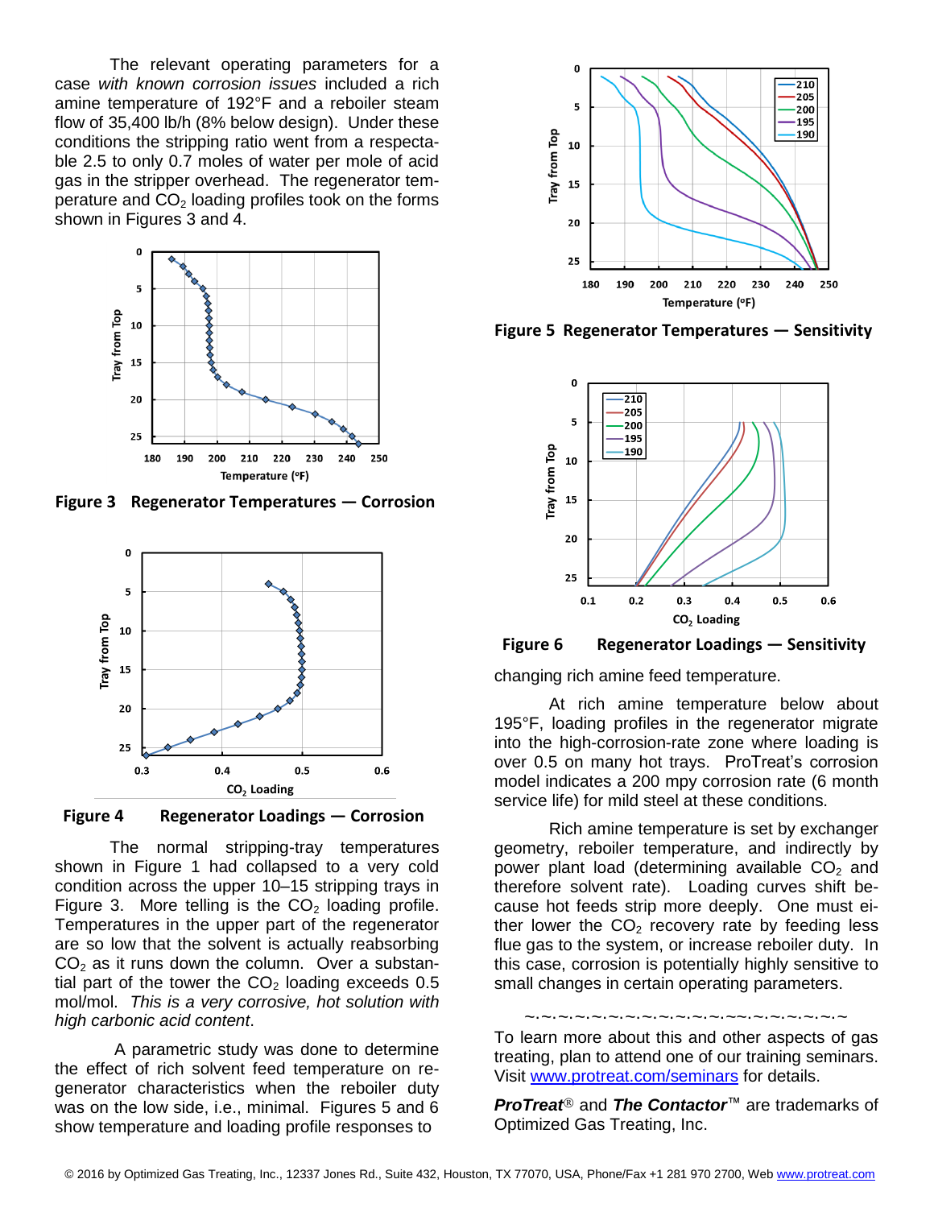The relevant operating parameters for a case *with known corrosion issues* included a rich amine temperature of 192°F and a reboiler steam flow of 35,400 lb/h (8% below design). Under these conditions the stripping ratio went from a respectable 2.5 to only 0.7 moles of water per mole of acid gas in the stripper overhead. The regenerator temperature and $CO_2$ loading profiles took on the forms shown in Figures 3 and 4.

0
5
10
15
20
25
Tray from Top
180 190 200 210 220 230 240 250
Temperature (°F)

**Figure 3 Regenerator Temperatures — Corrosion**

0
5
10
15
20
25
Tray from Top
0.3 0.4 0.5 0.6
$CO_2$ Loading

**Figure 4 Regenerator Loadings — Corrosion**

The normal stripping-tray temperatures shown in Figure 1 had collapsed to a very cold condition across the upper 10–15 stripping trays in Figure 3. More telling is the $CO_2$ loading profile. Temperatures in the upper part of the regenerator are so low that the solvent is actually reabsorbing $CO_2$ as it runs down the column. Over a substantial part of the tower the $CO_2$ loading exceeds 0.5 mol/mol. *This is a very corrosive, hot solution with high carbonic acid content*.

A parametric study was done to determine the effect of rich solvent feed temperature on regenerator characteristics when the reboiler duty was on the low side, i.e., minimal. Figures 5 and 6 show temperature and loading profile responses to changing rich amine feed temperature.

0
5
10
15
20
25
Tray from Top
180 190 200 210 220 230 240 250
Temperature (°F)
210
205
200
195
190

**Figure 5 Regenerator Temperatures — Sensitivity**

0
5
10
15
20
25
Tray from Top
0.1 0.2 0.3 0.4 0.5 0.6
$CO_2$ Loading
210
205
200
195
190

**Figure 6 Regenerator Loadings — Sensitivity**

At rich amine temperature below about 195°F, loading profiles in the regenerator migrate into the high-corrosion-rate zone where loading is over 0.5 on many hot trays. ProTreat's corrosion model indicates a 200 mpy corrosion rate (6 month service life) for mild steel at these conditions.

Rich amine temperature is set by exchanger geometry, reboiler temperature, and indirectly by power plant load (determining available $CO_2$ and therefore solvent rate). Loading curves shift because hot feeds strip more deeply. One must either lower the $CO_2$ recovery rate by feeding less flue gas to the system, or increase reboiler duty. In this case, corrosion is potentially highly sensitive to small changes in certain operating parameters.

~.~.~.~.~.~.~.~.~.~.~.~.~.~.~~.~.~.~.~.~.~

To learn more about this and other aspects of gas treating, plan to attend one of our training seminars. Visit www.protreat.com/seminars for details.

***ProTreat***® and ***The Contactor***™ are trademarks of Optimized Gas Treating, Inc.

© 2016 by Optimized Gas Treating, Inc., 12337 Jones Rd., Suite 432, Houston, TX 77070, USA, Phone/Fax +1 281 970 2700, Web www.protreat.com